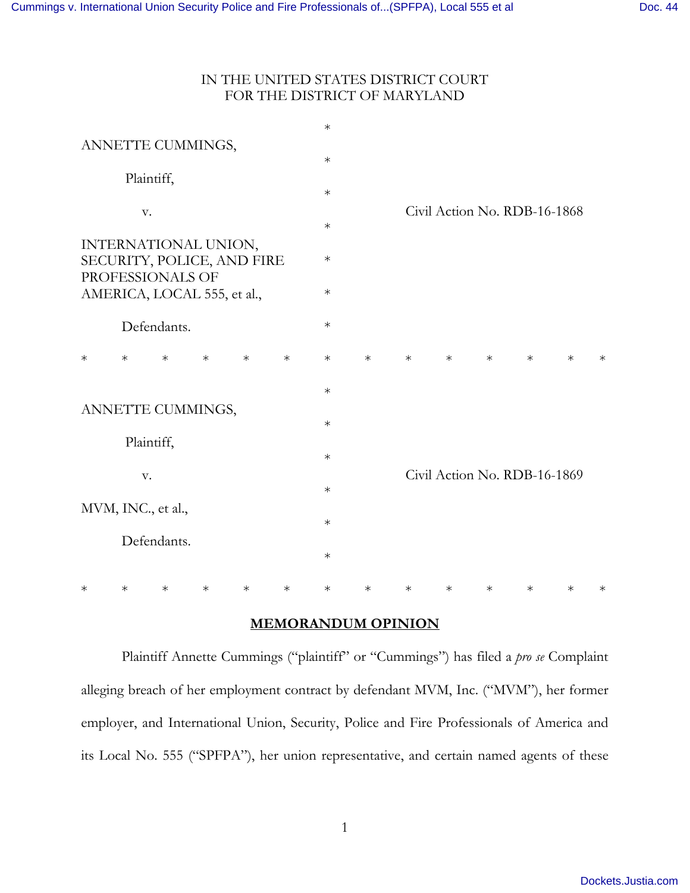IN THE UNITED STATES DISTRICT COURT
FOR THE DISTRICT OF MARYLAND

| | | |
|---|---|---|
| ANNETTE CUMMINGS, | * | |
| Plaintiff, | * | |
| v. | * | Civil Action No. RDB-16-1868 |
| INTERNATIONAL UNION, SECURITY, POLICE, AND FIRE PROFESSIONALS OF AMERICA, LOCAL 555, et al., | * | |
| Defendants. | * | |

* * * * * * * * * * * * * *

| | | |
|---|---|---|
| ANNETTE CUMMINGS, | * | |
| Plaintiff, | * | |
| v. | * | Civil Action No. RDB-16-1869 |
| MVM, INC., et al., | * | |
| Defendants. | * | |

* * * * * * * * * * * * * *

**MEMORANDUM OPINION**

Plaintiff Annette Cummings ("plaintiff" or "Cummings") has filed a *pro se* Complaint alleging breach of her employment contract by defendant MVM, Inc. ("MVM"), her former employer, and International Union, Security, Police and Fire Professionals of America and its Local No. 555 ("SPFPA"), her union representative, and certain named agents of these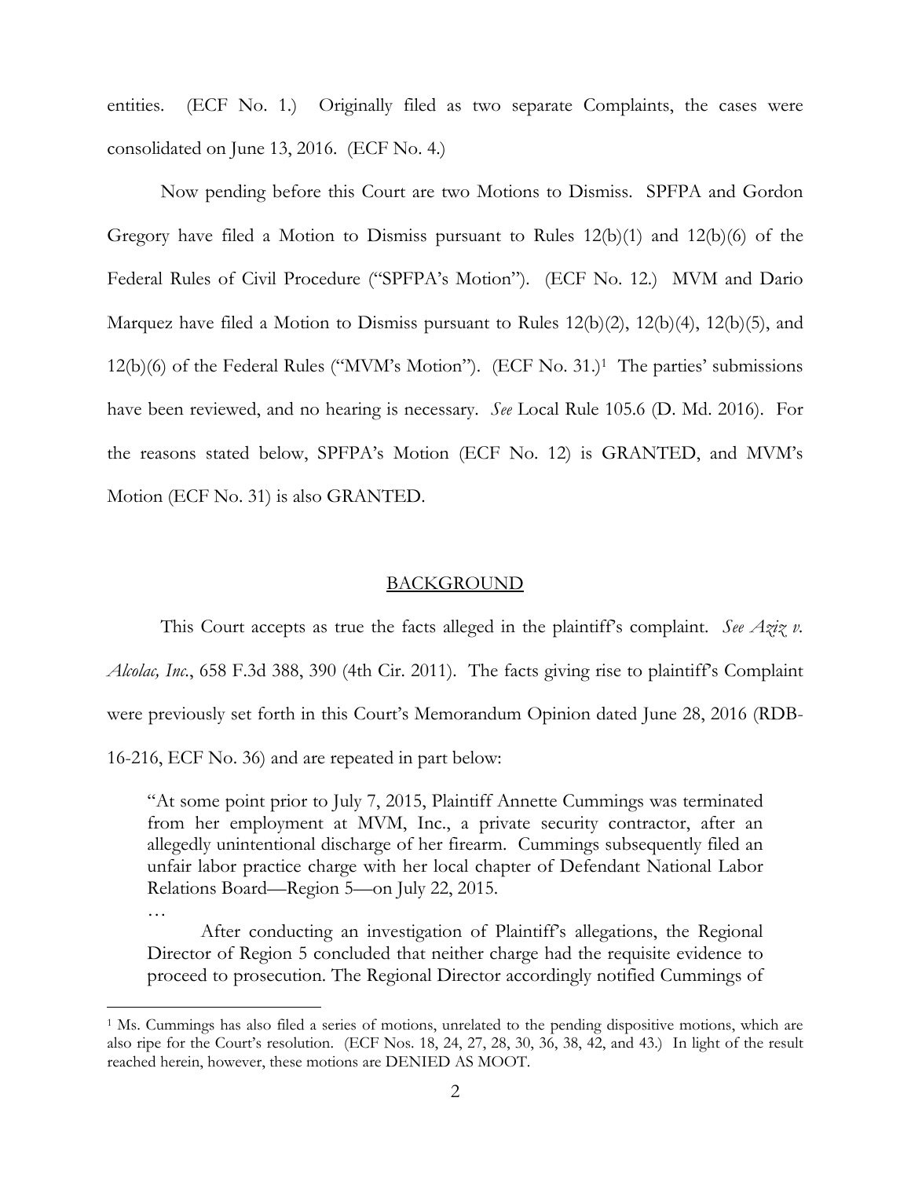entities. (ECF No. 1.) Originally filed as two separate Complaints, the cases were consolidated on June 13, 2016. (ECF No. 4.)

Now pending before this Court are two Motions to Dismiss. SPFPA and Gordon Gregory have filed a Motion to Dismiss pursuant to Rules 12(b)(1) and 12(b)(6) of the Federal Rules of Civil Procedure ("SPFPA's Motion"). (ECF No. 12.) MVM and Dario Marquez have filed a Motion to Dismiss pursuant to Rules 12(b)(2), 12(b)(4), 12(b)(5), and 12(b)(6) of the Federal Rules ("MVM's Motion"). (ECF No. 31.)[1] The parties' submissions have been reviewed, and no hearing is necessary. *See* Local Rule 105.6 (D. Md. 2016). For the reasons stated below, SPFPA's Motion (ECF No. 12) is GRANTED, and MVM's Motion (ECF No. 31) is also GRANTED.

## BACKGROUND

This Court accepts as true the facts alleged in the plaintiff's complaint. *See Aziz v. Alcolac, Inc.*, 658 F.3d 388, 390 (4th Cir. 2011). The facts giving rise to plaintiff's Complaint were previously set forth in this Court's Memorandum Opinion dated June 28, 2016 (RDB-16-216, ECF No. 36) and are repeated in part below:

> "At some point prior to July 7, 2015, Plaintiff Annette Cummings was terminated from her employment at MVM, Inc., a private security contractor, after an allegedly unintentional discharge of her firearm. Cummings subsequently filed an unfair labor practice charge with her local chapter of Defendant National Labor Relations Board—Region 5—on July 22, 2015.
>
> …
>
> After conducting an investigation of Plaintiff's allegations, the Regional Director of Region 5 concluded that neither charge had the requisite evidence to proceed to prosecution. The Regional Director accordingly notified Cummings of

[1] Ms. Cummings has also filed a series of motions, unrelated to the pending dispositive motions, which are also ripe for the Court's resolution. (ECF Nos. 18, 24, 27, 28, 30, 36, 38, 42, and 43.) In light of the result reached herein, however, these motions are DENIED AS MOOT.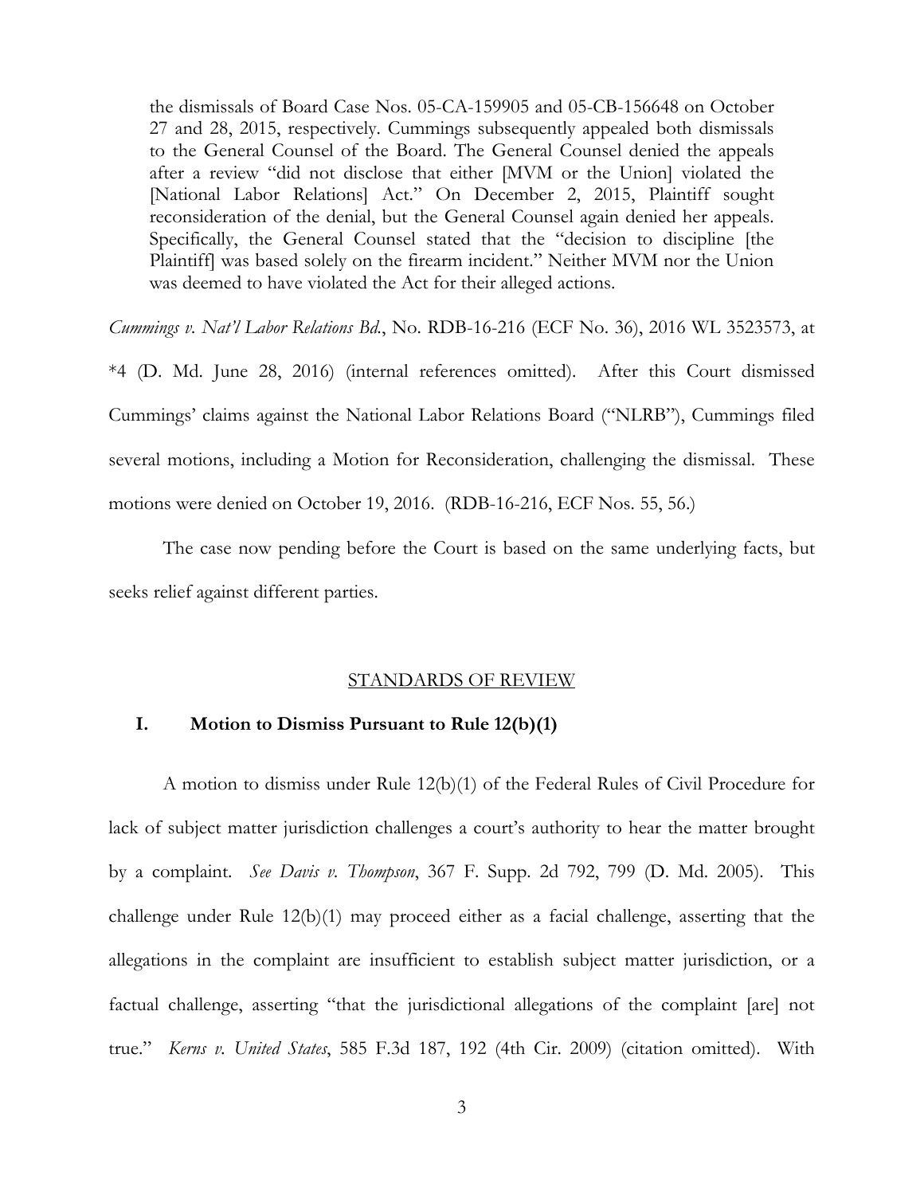> the dismissals of Board Case Nos. 05-CA-159905 and 05-CB-156648 on October 27 and 28, 2015, respectively. Cummings subsequently appealed both dismissals to the General Counsel of the Board. The General Counsel denied the appeals after a review "did not disclose that either [MVM or the Union] violated the [National Labor Relations] Act." On December 2, 2015, Plaintiff sought reconsideration of the denial, but the General Counsel again denied her appeals. Specifically, the General Counsel stated that the "decision to discipline [the Plaintiff] was based solely on the firearm incident." Neither MVM nor the Union was deemed to have violated the Act for their alleged actions.

*Cummings v. Nat'l Labor Relations Bd.*, No. RDB-16-216 (ECF No. 36), 2016 WL 3523573, at *4 (D. Md. June 28, 2016) (internal references omitted). After this Court dismissed Cummings' claims against the National Labor Relations Board ("NLRB"), Cummings filed several motions, including a Motion for Reconsideration, challenging the dismissal. These motions were denied on October 19, 2016. (RDB-16-216, ECF Nos. 55, 56.)

The case now pending before the Court is based on the same underlying facts, but seeks relief against different parties.

## STANDARDS OF REVIEW

### I. Motion to Dismiss Pursuant to Rule 12(b)(1)

A motion to dismiss under Rule 12(b)(1) of the Federal Rules of Civil Procedure for lack of subject matter jurisdiction challenges a court's authority to hear the matter brought by a complaint. *See Davis v. Thompson*, 367 F. Supp. 2d 792, 799 (D. Md. 2005). This challenge under Rule 12(b)(1) may proceed either as a facial challenge, asserting that the allegations in the complaint are insufficient to establish subject matter jurisdiction, or a factual challenge, asserting "that the jurisdictional allegations of the complaint [are] not true." *Kerns v. United States*, 585 F.3d 187, 192 (4th Cir. 2009) (citation omitted). With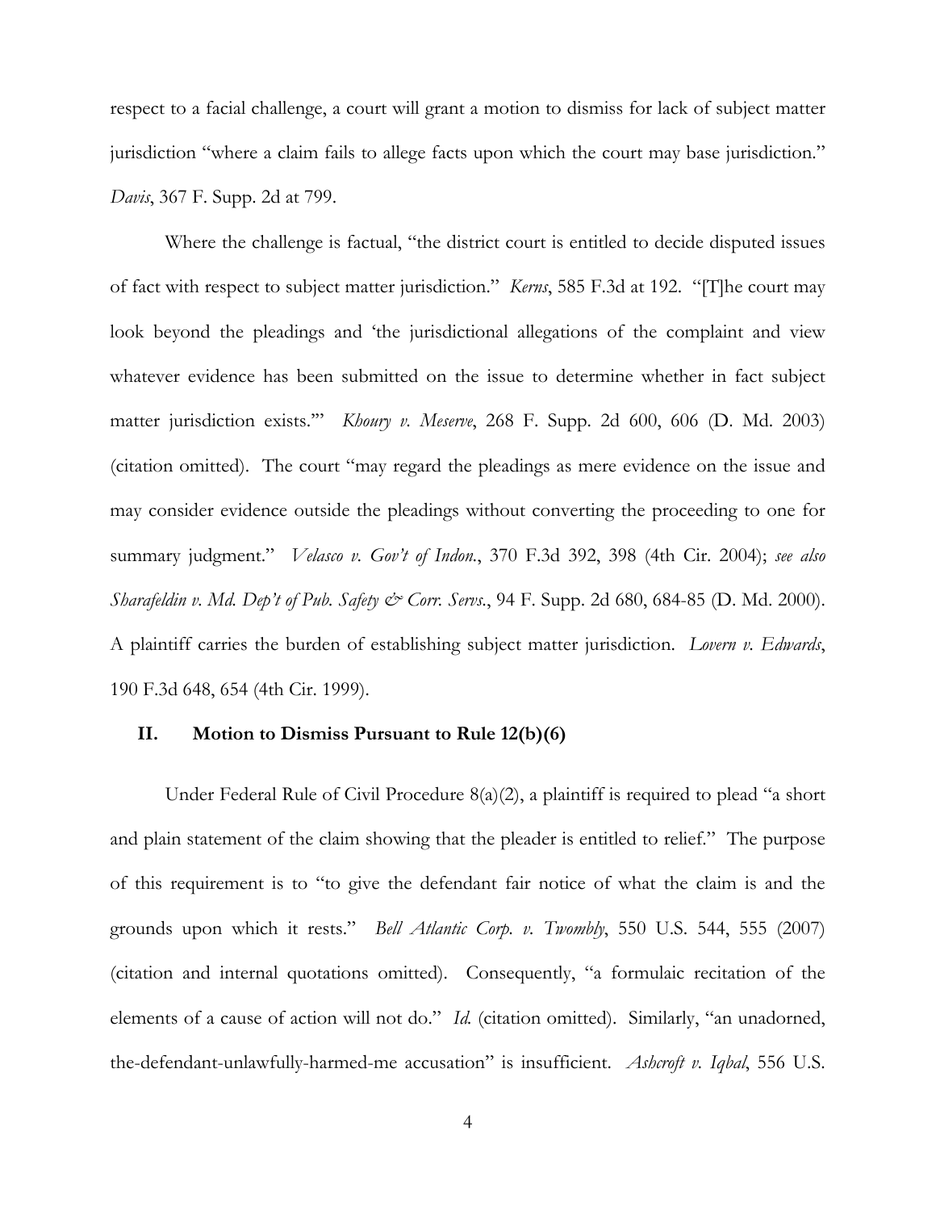respect to a facial challenge, a court will grant a motion to dismiss for lack of subject matter jurisdiction "where a claim fails to allege facts upon which the court may base jurisdiction." *Davis*, 367 F. Supp. 2d at 799.

Where the challenge is factual, "the district court is entitled to decide disputed issues of fact with respect to subject matter jurisdiction." *Kerns*, 585 F.3d at 192. "[T]he court may look beyond the pleadings and 'the jurisdictional allegations of the complaint and view whatever evidence has been submitted on the issue to determine whether in fact subject matter jurisdiction exists.'" *Khoury v. Meserve*, 268 F. Supp. 2d 600, 606 (D. Md. 2003) (citation omitted). The court "may regard the pleadings as mere evidence on the issue and may consider evidence outside the pleadings without converting the proceeding to one for summary judgment." *Velasco v. Gov't of Indon.*, 370 F.3d 392, 398 (4th Cir. 2004); *see also Sharafeldin v. Md. Dep't of Pub. Safety & Corr. Servs.*, 94 F. Supp. 2d 680, 684-85 (D. Md. 2000). A plaintiff carries the burden of establishing subject matter jurisdiction. *Lovern v. Edwards*, 190 F.3d 648, 654 (4th Cir. 1999).

## II. Motion to Dismiss Pursuant to Rule 12(b)(6)

Under Federal Rule of Civil Procedure 8(a)(2), a plaintiff is required to plead "a short and plain statement of the claim showing that the pleader is entitled to relief." The purpose of this requirement is to "to give the defendant fair notice of what the claim is and the grounds upon which it rests." *Bell Atlantic Corp. v. Twombly*, 550 U.S. 544, 555 (2007) (citation and internal quotations omitted). Consequently, "a formulaic recitation of the elements of a cause of action will not do." *Id.* (citation omitted). Similarly, "an unadorned, the-defendant-unlawfully-harmed-me accusation" is insufficient. *Ashcroft v. Iqbal*, 556 U.S.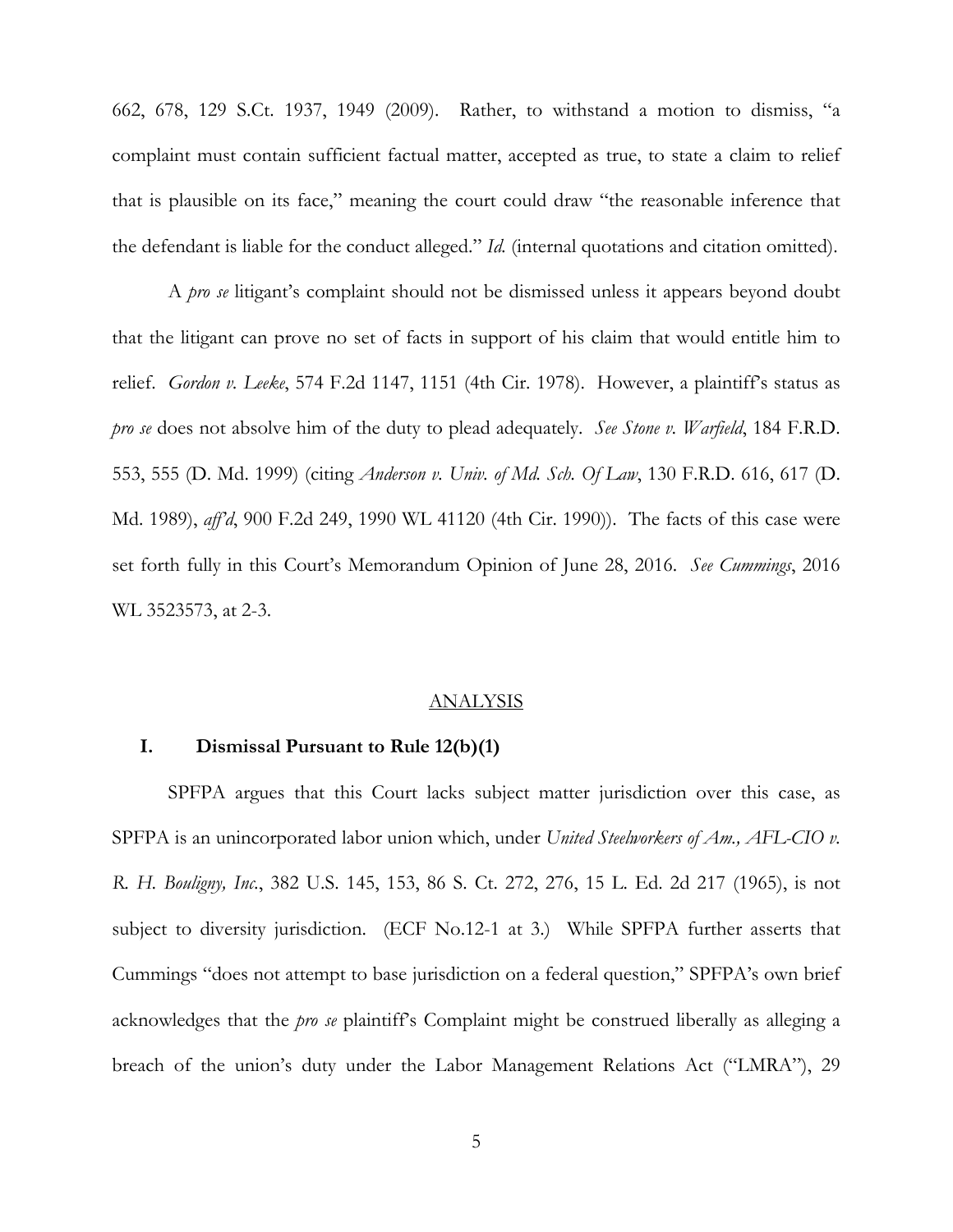662, 678, 129 S.Ct. 1937, 1949 (2009). Rather, to withstand a motion to dismiss, "a complaint must contain sufficient factual matter, accepted as true, to state a claim to relief that is plausible on its face," meaning the court could draw "the reasonable inference that the defendant is liable for the conduct alleged." *Id.* (internal quotations and citation omitted).

A *pro se* litigant's complaint should not be dismissed unless it appears beyond doubt that the litigant can prove no set of facts in support of his claim that would entitle him to relief. *Gordon v. Leeke*, 574 F.2d 1147, 1151 (4th Cir. 1978). However, a plaintiff's status as *pro se* does not absolve him of the duty to plead adequately. *See Stone v. Warfield*, 184 F.R.D. 553, 555 (D. Md. 1999) (citing *Anderson v. Univ. of Md. Sch. Of Law*, 130 F.R.D. 616, 617 (D. Md. 1989), *aff'd*, 900 F.2d 249, 1990 WL 41120 (4th Cir. 1990)). The facts of this case were set forth fully in this Court's Memorandum Opinion of June 28, 2016. *See Cummings*, 2016 WL 3523573, at 2-3.

## ANALYSIS

### I. Dismissal Pursuant to Rule 12(b)(1)

SPFPA argues that this Court lacks subject matter jurisdiction over this case, as SPFPA is an unincorporated labor union which, under *United Steelworkers of Am., AFL-CIO v. R. H. Bouligny, Inc.*, 382 U.S. 145, 153, 86 S. Ct. 272, 276, 15 L. Ed. 2d 217 (1965), is not subject to diversity jurisdiction. (ECF No.12-1 at 3.) While SPFPA further asserts that Cummings "does not attempt to base jurisdiction on a federal question," SPFPA's own brief acknowledges that the *pro se* plaintiff's Complaint might be construed liberally as alleging a breach of the union's duty under the Labor Management Relations Act ("LMRA"), 29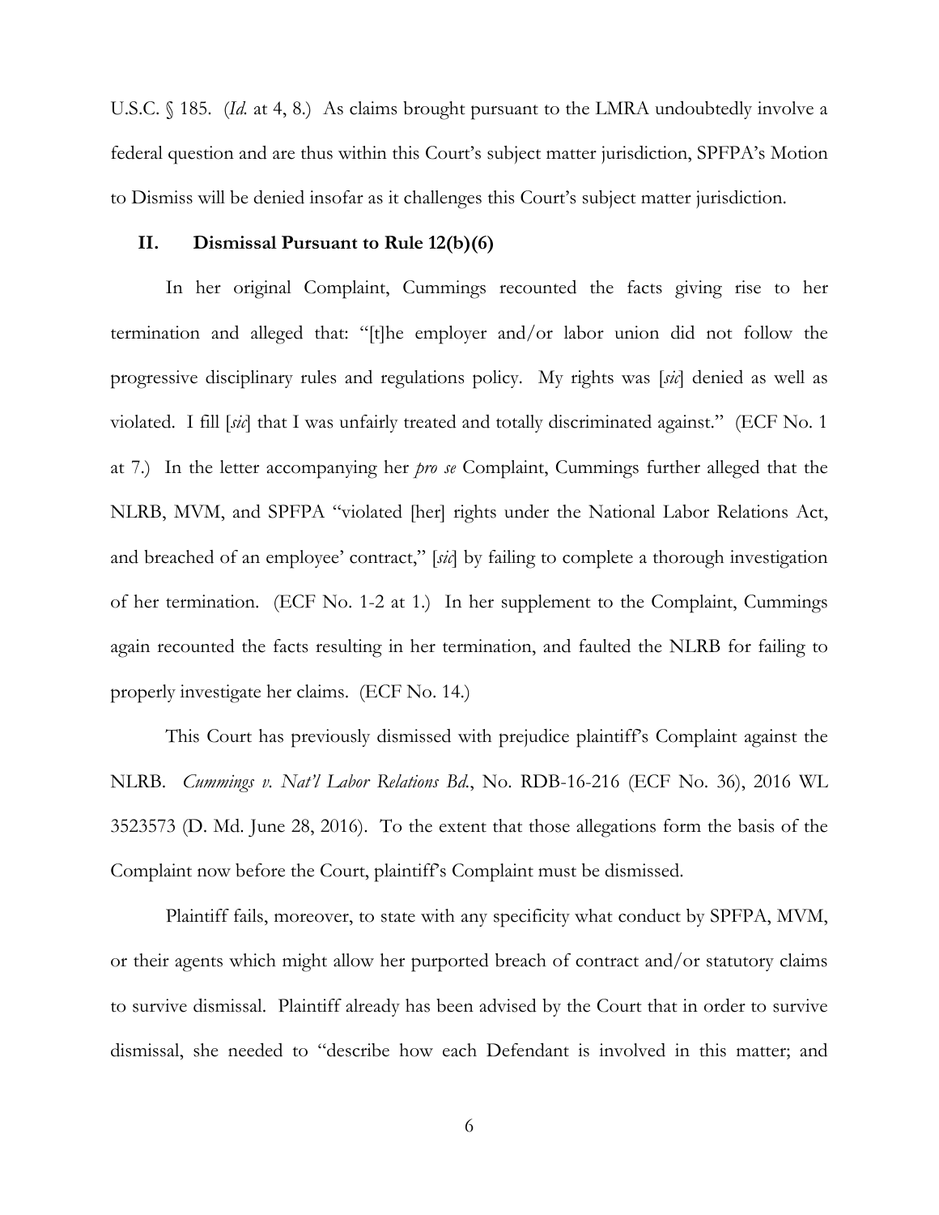U.S.C. § 185. (*Id.* at 4, 8.) As claims brought pursuant to the LMRA undoubtedly involve a federal question and are thus within this Court's subject matter jurisdiction, SPFPA's Motion to Dismiss will be denied insofar as it challenges this Court's subject matter jurisdiction.

## II. Dismissal Pursuant to Rule 12(b)(6)

In her original Complaint, Cummings recounted the facts giving rise to her termination and alleged that: "[t]he employer and/or labor union did not follow the progressive disciplinary rules and regulations policy. My rights was [*sic*] denied as well as violated. I fill [*sic*] that I was unfairly treated and totally discriminated against." (ECF No. 1 at 7.) In the letter accompanying her *pro se* Complaint, Cummings further alleged that the NLRB, MVM, and SPFPA "violated [her] rights under the National Labor Relations Act, and breached of an employee' contract," [*sic*] by failing to complete a thorough investigation of her termination. (ECF No. 1-2 at 1.) In her supplement to the Complaint, Cummings again recounted the facts resulting in her termination, and faulted the NLRB for failing to properly investigate her claims. (ECF No. 14.)

This Court has previously dismissed with prejudice plaintiff's Complaint against the NLRB. *Cummings v. Nat'l Labor Relations Bd.*, No. RDB-16-216 (ECF No. 36), 2016 WL 3523573 (D. Md. June 28, 2016). To the extent that those allegations form the basis of the Complaint now before the Court, plaintiff's Complaint must be dismissed.

Plaintiff fails, moreover, to state with any specificity what conduct by SPFPA, MVM, or their agents which might allow her purported breach of contract and/or statutory claims to survive dismissal. Plaintiff already has been advised by the Court that in order to survive dismissal, she needed to "describe how each Defendant is involved in this matter; and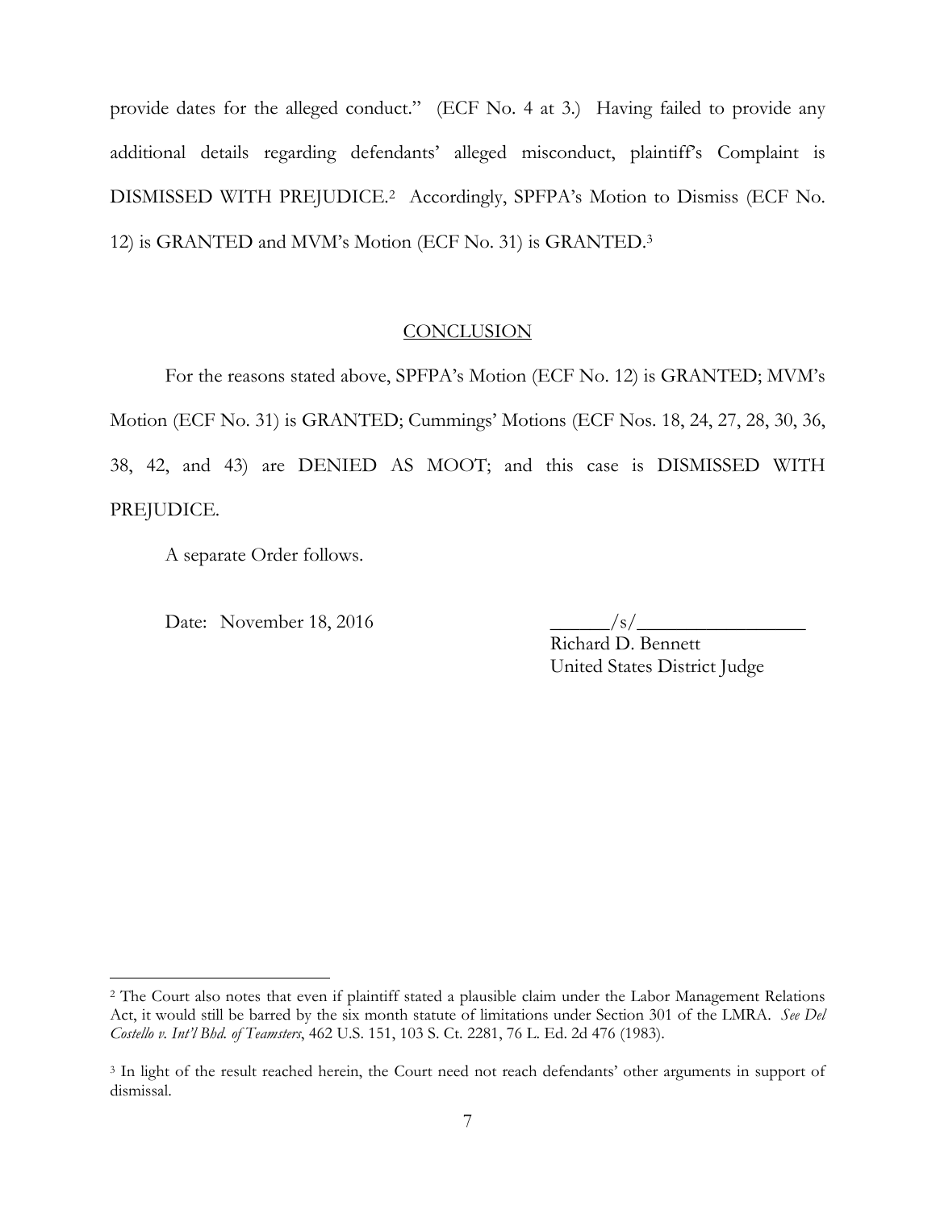provide dates for the alleged conduct." (ECF No. 4 at 3.) Having failed to provide any additional details regarding defendants' alleged misconduct, plaintiff's Complaint is DISMISSED WITH PREJUDICE.[2] Accordingly, SPFPA's Motion to Dismiss (ECF No. 12) is GRANTED and MVM's Motion (ECF No. 31) is GRANTED.[3]

## CONCLUSION

For the reasons stated above, SPFPA's Motion (ECF No. 12) is GRANTED; MVM's Motion (ECF No. 31) is GRANTED; Cummings' Motions (ECF Nos. 18, 24, 27, 28, 30, 36, 38, 42, and 43) are DENIED AS MOOT; and this case is DISMISSED WITH PREJUDICE.

A separate Order follows.

Date: November 18, 2016

______/s/________________
Richard D. Bennett
United States District Judge

---

[2] The Court also notes that even if plaintiff stated a plausible claim under the Labor Management Relations Act, it would still be barred by the six month statute of limitations under Section 301 of the LMRA. *See Del Costello v. Int'l Bhd. of Teamsters*, 462 U.S. 151, 103 S. Ct. 2281, 76 L. Ed. 2d 476 (1983).

[3] In light of the result reached herein, the Court need not reach defendants' other arguments in support of dismissal.